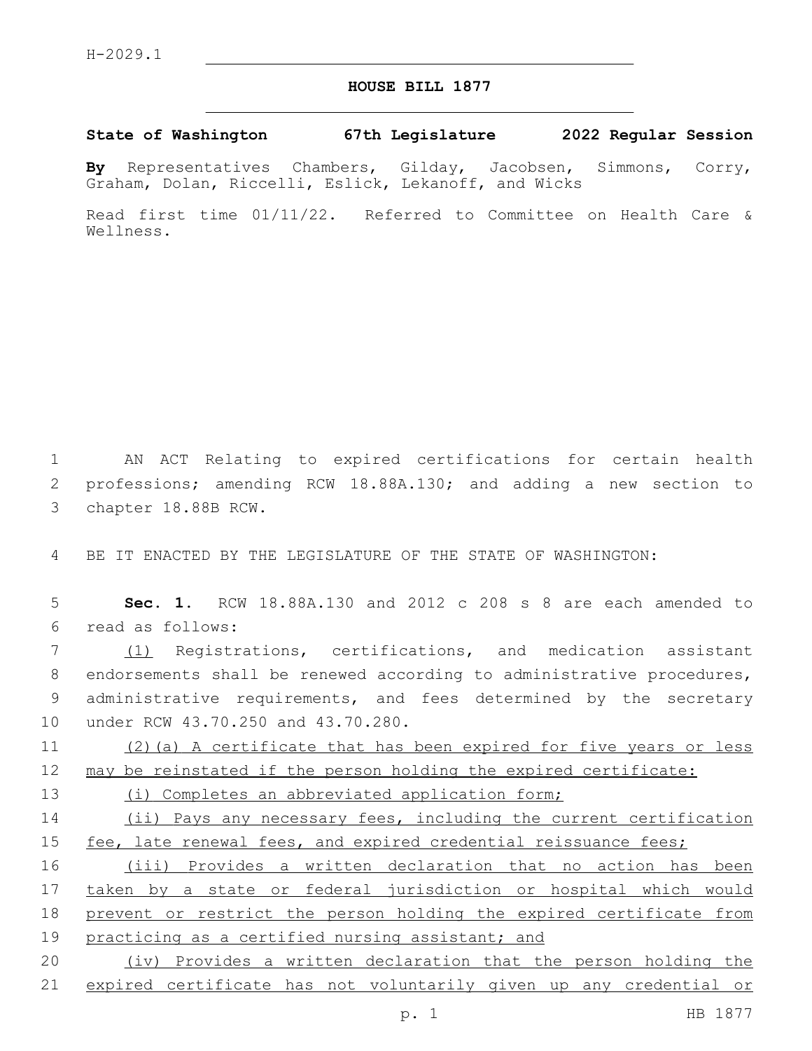H-2029.1

# HOUSE BILL 1877

**State of Washington 67th Legislature 2022 Regular Session**

**By** Representatives Chambers, Gilday, Jacobsen, Simmons, Corry, Graham, Dolan, Riccelli, Eslick, Lekanoff, and Wicks

Read first time 01/11/22. Referred to Committee on Health Care & Wellness.

AN ACT Relating to expired certifications for certain health professions; amending RCW 18.88A.130; and adding a new section to chapter 18.88B RCW.

BE IT ENACTED BY THE LEGISLATURE OF THE STATE OF WASHINGTON:

**Sec. 1.** RCW 18.88A.130 and 2012 c 208 s 8 are each amended to read as follows:

(1) Registrations, certifications, and medication assistant endorsements shall be renewed according to administrative procedures, administrative requirements, and fees determined by the secretary under RCW 43.70.250 and 43.70.280.

(2)(a) A certificate that has been expired for five years or less may be reinstated if the person holding the expired certificate:

(i) Completes an abbreviated application form;

(ii) Pays any necessary fees, including the current certification fee, late renewal fees, and expired credential reissuance fees;

(iii) Provides a written declaration that no action has been taken by a state or federal jurisdiction or hospital which would prevent or restrict the person holding the expired certificate from practicing as a certified nursing assistant; and

(iv) Provides a written declaration that the person holding the expired certificate has not voluntarily given up any credential or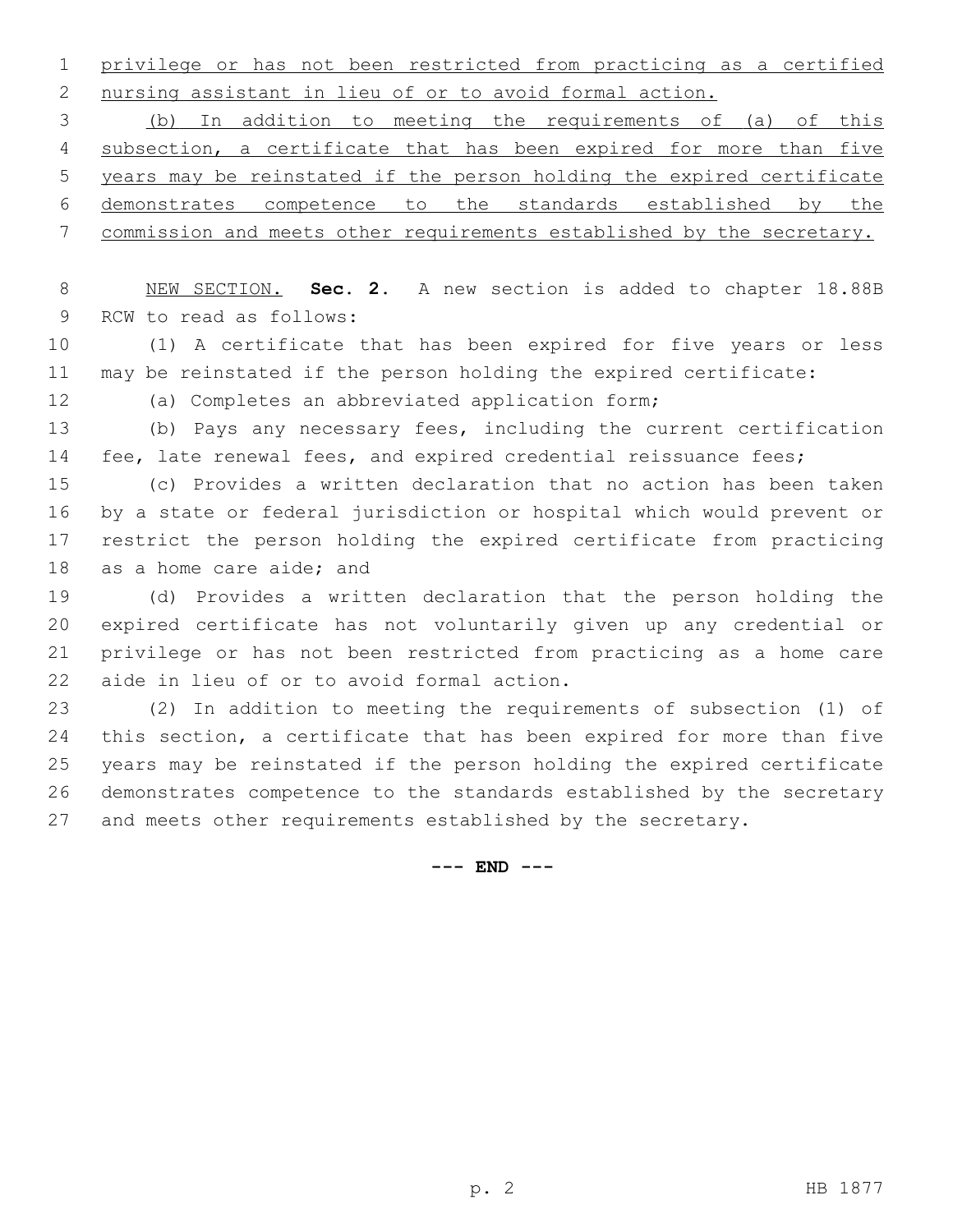privilege or has not been restricted from practicing as a certified nursing assistant in lieu of or to avoid formal action.

(b) In addition to meeting the requirements of (a) of this subsection, a certificate that has been expired for more than five years may be reinstated if the person holding the expired certificate demonstrates competence to the standards established by the commission and meets other requirements established by the secretary.

NEW SECTION. **Sec. 2.** A new section is added to chapter 18.88B RCW to read as follows:

(1) A certificate that has been expired for five years or less may be reinstated if the person holding the expired certificate:

(a) Completes an abbreviated application form;

(b) Pays any necessary fees, including the current certification fee, late renewal fees, and expired credential reissuance fees;

(c) Provides a written declaration that no action has been taken by a state or federal jurisdiction or hospital which would prevent or restrict the person holding the expired certificate from practicing as a home care aide; and

(d) Provides a written declaration that the person holding the expired certificate has not voluntarily given up any credential or privilege or has not been restricted from practicing as a home care aide in lieu of or to avoid formal action.

(2) In addition to meeting the requirements of subsection (1) of this section, a certificate that has been expired for more than five years may be reinstated if the person holding the expired certificate demonstrates competence to the standards established by the secretary and meets other requirements established by the secretary.

**--- END ---**